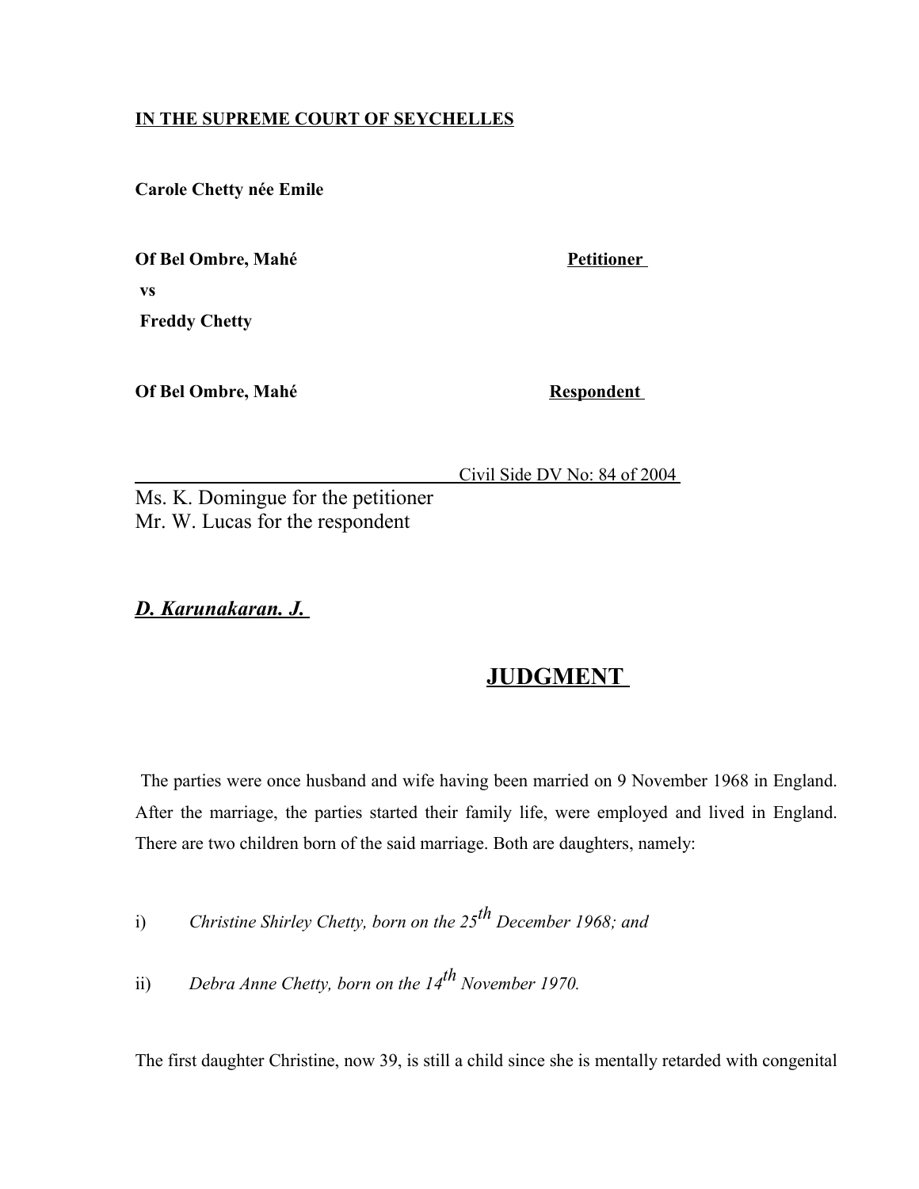**IN THE SUPREME COURT OF SEYCHELLES**

**Carole Chetty née Emile**

**Of Bel Ombre, Mahé** **Petitioner**

**vs**

**Freddy Chetty**

**Of Bel Ombre, Mahé** **Respondent**

Civil Side DV No: 84 of 2004

Ms. K. Domingue for the petitioner
Mr. W. Lucas for the respondent

***D. Karunakaran. J.***

# JUDGMENT

The parties were once husband and wife having been married on 9 November 1968 in England. After the marriage, the parties started their family life, were employed and lived in England. There are two children born of the said marriage. Both are daughters, namely:

i) *Christine Shirley Chetty, born on the 25th December 1968; and*

ii) *Debra Anne Chetty, born on the 14th November 1970.*

The first daughter Christine, now 39, is still a child since she is mentally retarded with congenital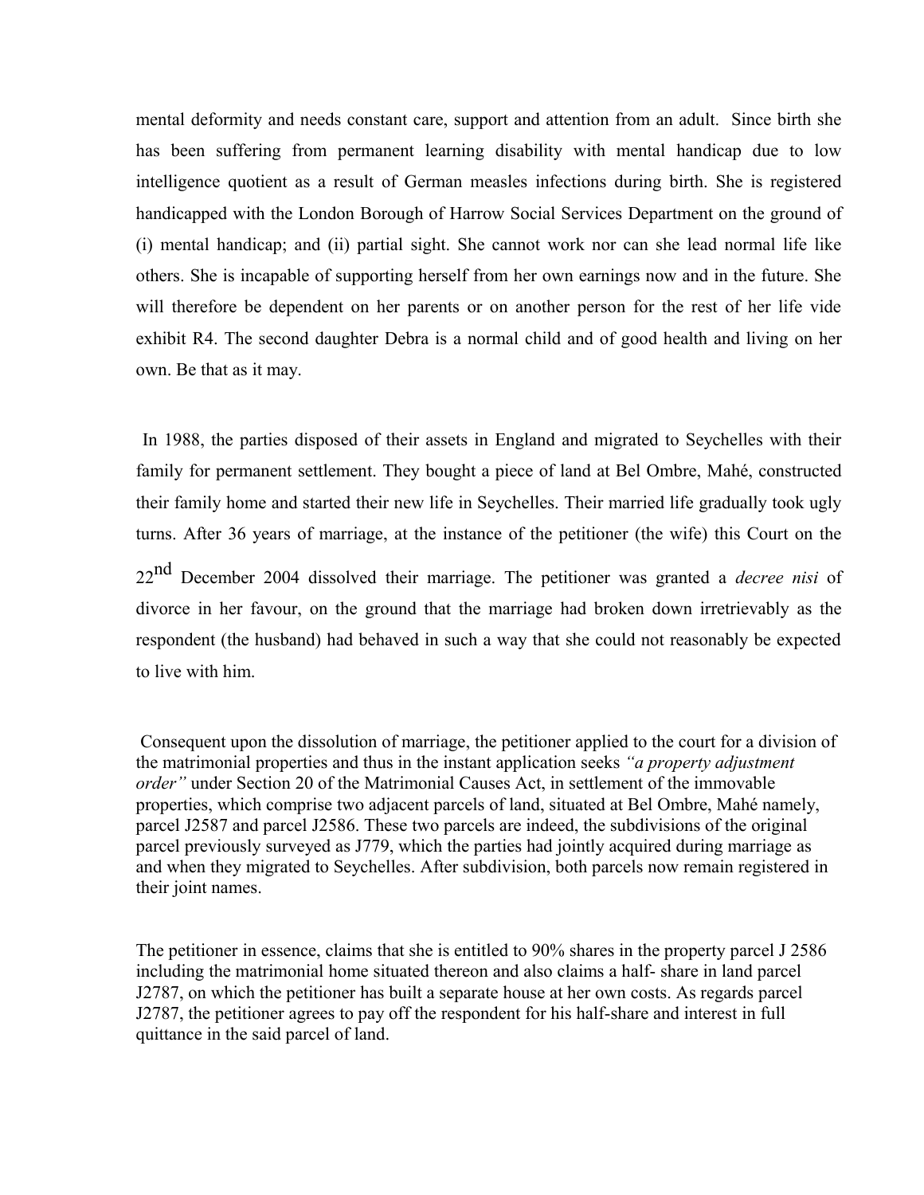mental deformity and needs constant care, support and attention from an adult. Since birth she has been suffering from permanent learning disability with mental handicap due to low intelligence quotient as a result of German measles infections during birth. She is registered handicapped with the London Borough of Harrow Social Services Department on the ground of (i) mental handicap; and (ii) partial sight. She cannot work nor can she lead normal life like others. She is incapable of supporting herself from her own earnings now and in the future. She will therefore be dependent on her parents or on another person for the rest of her life vide exhibit R4. The second daughter Debra is a normal child and of good health and living on her own. Be that as it may.

In 1988, the parties disposed of their assets in England and migrated to Seychelles with their family for permanent settlement. They bought a piece of land at Bel Ombre, Mahé, constructed their family home and started their new life in Seychelles. Their married life gradually took ugly turns. After 36 years of marriage, at the instance of the petitioner (the wife) this Court on the 22nd December 2004 dissolved their marriage. The petitioner was granted a *decree nisi* of divorce in her favour, on the ground that the marriage had broken down irretrievably as the respondent (the husband) had behaved in such a way that she could not reasonably be expected to live with him.

Consequent upon the dissolution of marriage, the petitioner applied to the court for a division of the matrimonial properties and thus in the instant application seeks *"a property adjustment order"* under Section 20 of the Matrimonial Causes Act, in settlement of the immovable properties, which comprise two adjacent parcels of land, situated at Bel Ombre, Mahé namely, parcel J2587 and parcel J2586. These two parcels are indeed, the subdivisions of the original parcel previously surveyed as J779, which the parties had jointly acquired during marriage as and when they migrated to Seychelles. After subdivision, both parcels now remain registered in their joint names.

The petitioner in essence, claims that she is entitled to 90% shares in the property parcel J 2586 including the matrimonial home situated thereon and also claims a half- share in land parcel J2787, on which the petitioner has built a separate house at her own costs. As regards parcel J2787, the petitioner agrees to pay off the respondent for his half-share and interest in full quittance in the said parcel of land.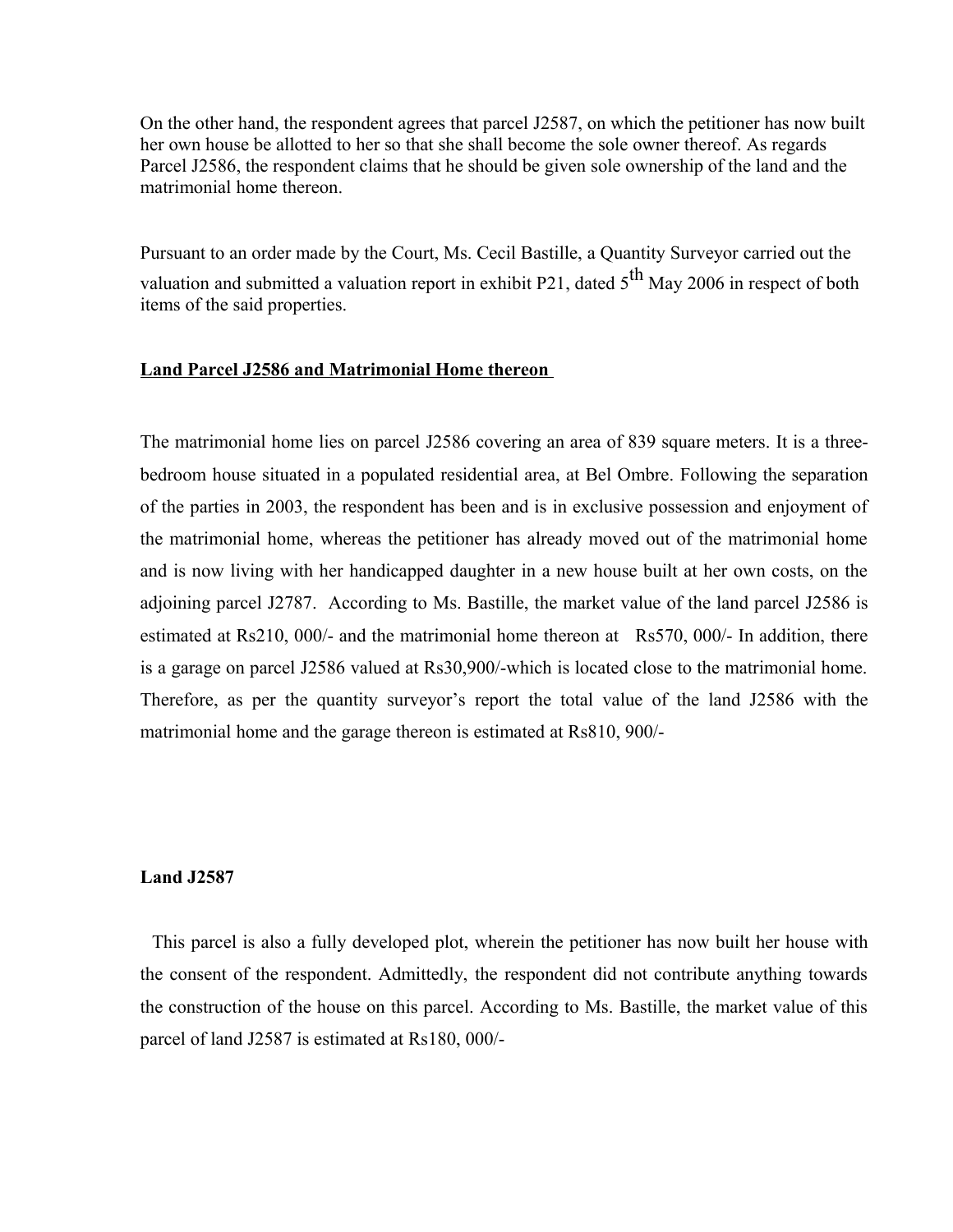On the other hand, the respondent agrees that parcel J2587, on which the petitioner has now built her own house be allotted to her so that she shall become the sole owner thereof. As regards Parcel J2586, the respondent claims that he should be given sole ownership of the land and the matrimonial home thereon.

Pursuant to an order made by the Court, Ms. Cecil Bastille, a Quantity Surveyor carried out the valuation and submitted a valuation report in exhibit P21, dated 5th May 2006 in respect of both items of the said properties.

**Land Parcel J2586 and Matrimonial Home thereon**

The matrimonial home lies on parcel J2586 covering an area of 839 square meters. It is a three-bedroom house situated in a populated residential area, at Bel Ombre. Following the separation of the parties in 2003, the respondent has been and is in exclusive possession and enjoyment of the matrimonial home, whereas the petitioner has already moved out of the matrimonial home and is now living with her handicapped daughter in a new house built at her own costs, on the adjoining parcel J2787. According to Ms. Bastille, the market value of the land parcel J2586 is estimated at Rs210, 000/- and the matrimonial home thereon at Rs570, 000/- In addition, there is a garage on parcel J2586 valued at Rs30,900/-which is located close to the matrimonial home. Therefore, as per the quantity surveyor's report the total value of the land J2586 with the matrimonial home and the garage thereon is estimated at Rs810, 900/-

**Land J2587**

This parcel is also a fully developed plot, wherein the petitioner has now built her house with the consent of the respondent. Admittedly, the respondent did not contribute anything towards the construction of the house on this parcel. According to Ms. Bastille, the market value of this parcel of land J2587 is estimated at Rs180, 000/-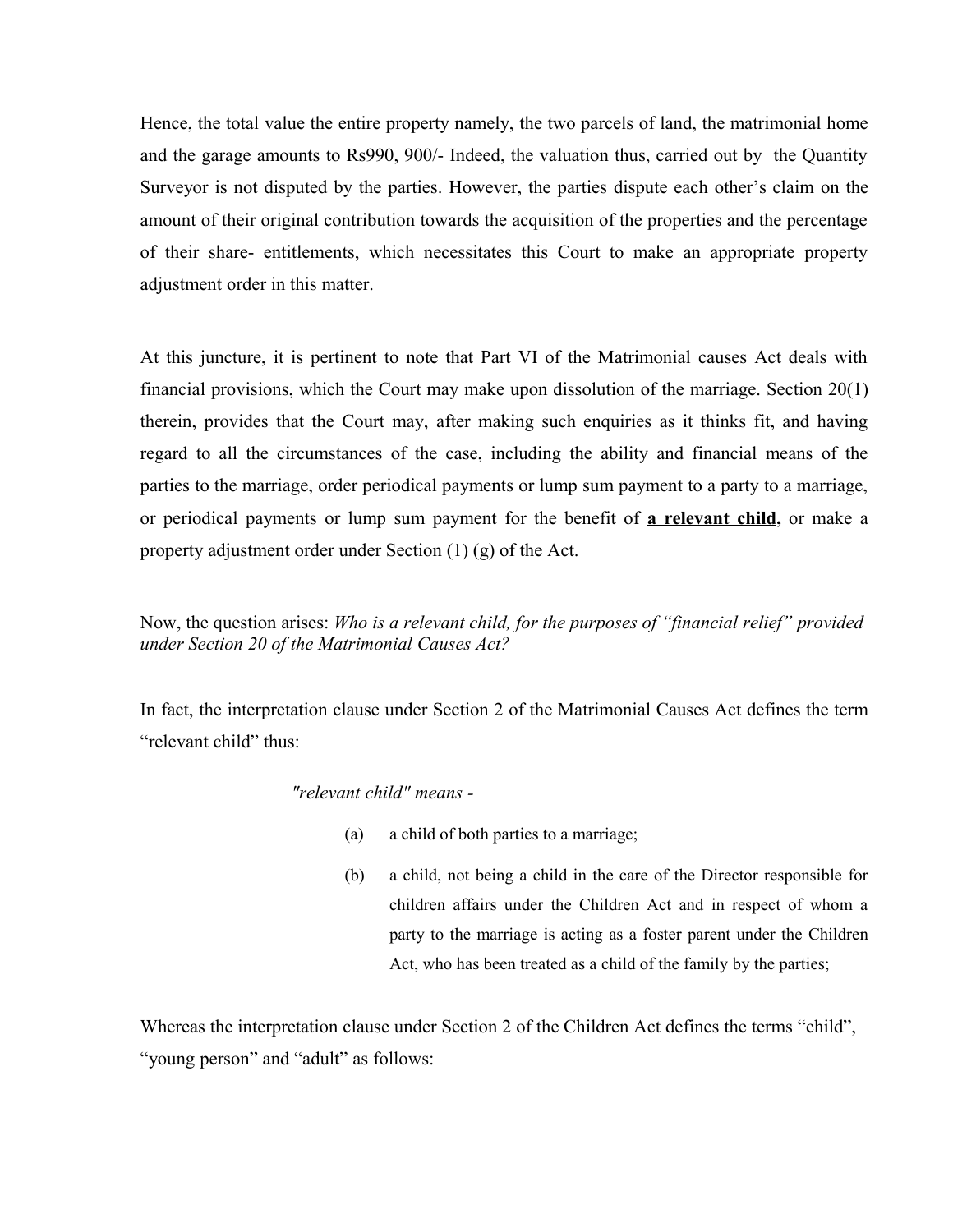Hence, the total value the entire property namely, the two parcels of land, the matrimonial home and the garage amounts to Rs990, 900/- Indeed, the valuation thus, carried out by the Quantity Surveyor is not disputed by the parties. However, the parties dispute each other's claim on the amount of their original contribution towards the acquisition of the properties and the percentage of their share- entitlements, which necessitates this Court to make an appropriate property adjustment order in this matter.

At this juncture, it is pertinent to note that Part VI of the Matrimonial causes Act deals with financial provisions, which the Court may make upon dissolution of the marriage. Section 20(1) therein, provides that the Court may, after making such enquiries as it thinks fit, and having regard to all the circumstances of the case, including the ability and financial means of the parties to the marriage, order periodical payments or lump sum payment to a party to a marriage, or periodical payments or lump sum payment for the benefit of **a relevant child,** or make a property adjustment order under Section (1) (g) of the Act.

Now, the question arises: *Who is a relevant child, for the purposes of "financial relief" provided under Section 20 of the Matrimonial Causes Act?*

In fact, the interpretation clause under Section 2 of the Matrimonial Causes Act defines the term "relevant child" thus:

> *"relevant child" means -*
>
> (a) a child of both parties to a marriage;
>
> (b) a child, not being a child in the care of the Director responsible for children affairs under the Children Act and in respect of whom a party to the marriage is acting as a foster parent under the Children Act, who has been treated as a child of the family by the parties;

Whereas the interpretation clause under Section 2 of the Children Act defines the terms "child", "young person" and "adult" as follows: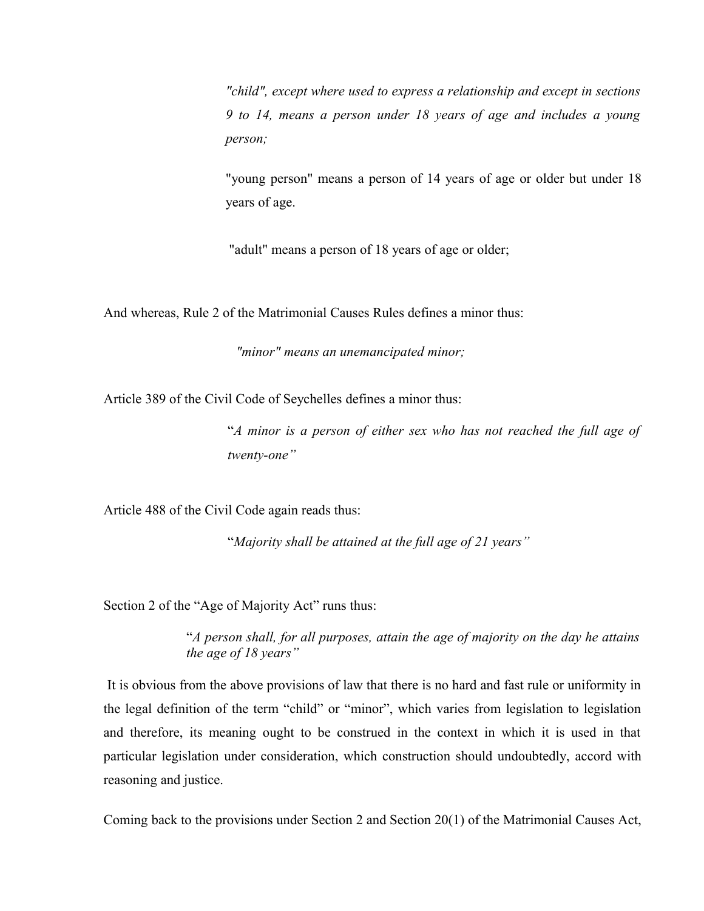> *"child", except where used to express a relationship and except in sections 9 to 14, means a person under 18 years of age and includes a young person;*
>
> "young person" means a person of 14 years of age or older but under 18 years of age.
>
> "adult" means a person of 18 years of age or older;

And whereas, Rule 2 of the Matrimonial Causes Rules defines a minor thus:

> *"minor" means an unemancipated minor;*

Article 389 of the Civil Code of Seychelles defines a minor thus:

> "*A minor is a person of either sex who has not reached the full age of twenty-one"*

Article 488 of the Civil Code again reads thus:

> "*Majority shall be attained at the full age of 21 years"*

Section 2 of the "Age of Majority Act" runs thus:

> "*A person shall, for all purposes, attain the age of majority on the day he attains the age of 18 years"*

It is obvious from the above provisions of law that there is no hard and fast rule or uniformity in the legal definition of the term "child" or "minor", which varies from legislation to legislation and therefore, its meaning ought to be construed in the context in which it is used in that particular legislation under consideration, which construction should undoubtedly, accord with reasoning and justice.

Coming back to the provisions under Section 2 and Section 20(1) of the Matrimonial Causes Act,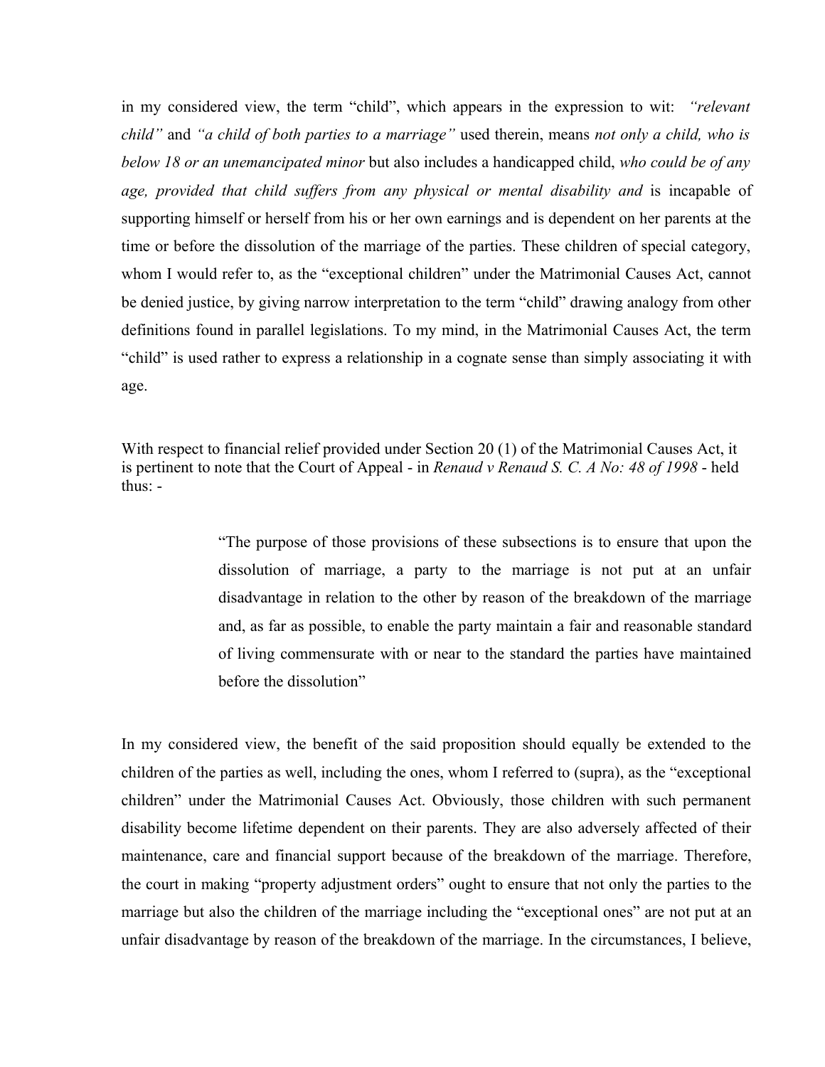in my considered view, the term "child", which appears in the expression to wit: *"relevant child"* and *"a child of both parties to a marriage"* used therein, means *not only a child, who is below 18 or an unemancipated minor* but also includes a handicapped child, *who could be of any age, provided that child suffers from any physical or mental disability and* is incapable of supporting himself or herself from his or her own earnings and is dependent on her parents at the time or before the dissolution of the marriage of the parties. These children of special category, whom I would refer to, as the "exceptional children" under the Matrimonial Causes Act, cannot be denied justice, by giving narrow interpretation to the term "child" drawing analogy from other definitions found in parallel legislations. To my mind, in the Matrimonial Causes Act, the term "child" is used rather to express a relationship in a cognate sense than simply associating it with age.

With respect to financial relief provided under Section 20 (1) of the Matrimonial Causes Act, it is pertinent to note that the Court of Appeal - in *Renaud v Renaud S. C. A No: 48 of 1998* - held thus: -

> "The purpose of those provisions of these subsections is to ensure that upon the dissolution of marriage, a party to the marriage is not put at an unfair disadvantage in relation to the other by reason of the breakdown of the marriage and, as far as possible, to enable the party maintain a fair and reasonable standard of living commensurate with or near to the standard the parties have maintained before the dissolution"

In my considered view, the benefit of the said proposition should equally be extended to the children of the parties as well, including the ones, whom I referred to (supra), as the "exceptional children" under the Matrimonial Causes Act. Obviously, those children with such permanent disability become lifetime dependent on their parents. They are also adversely affected of their maintenance, care and financial support because of the breakdown of the marriage. Therefore, the court in making "property adjustment orders" ought to ensure that not only the parties to the marriage but also the children of the marriage including the "exceptional ones" are not put at an unfair disadvantage by reason of the breakdown of the marriage. In the circumstances, I believe,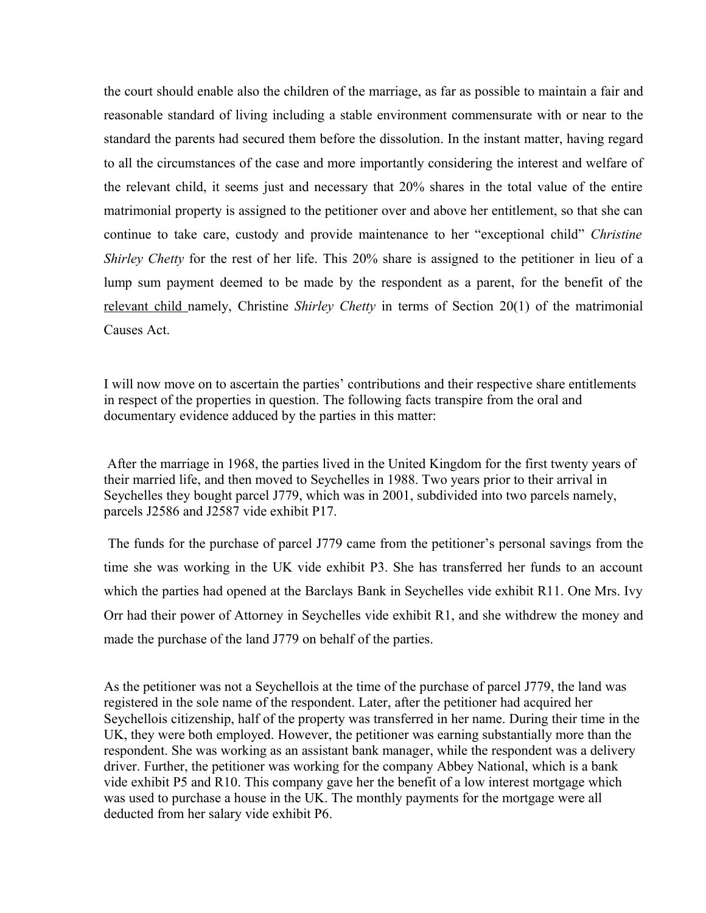the court should enable also the children of the marriage, as far as possible to maintain a fair and reasonable standard of living including a stable environment commensurate with or near to the standard the parents had secured them before the dissolution. In the instant matter, having regard to all the circumstances of the case and more importantly considering the interest and welfare of the relevant child, it seems just and necessary that 20% shares in the total value of the entire matrimonial property is assigned to the petitioner over and above her entitlement, so that she can continue to take care, custody and provide maintenance to her "exceptional child" *Christine Shirley Chetty* for the rest of her life. This 20% share is assigned to the petitioner in lieu of a lump sum payment deemed to be made by the respondent as a parent, for the benefit of the relevant child namely, Christine *Shirley Chetty* in terms of Section 20(1) of the matrimonial Causes Act.

I will now move on to ascertain the parties' contributions and their respective share entitlements in respect of the properties in question. The following facts transpire from the oral and documentary evidence adduced by the parties in this matter:

After the marriage in 1968, the parties lived in the United Kingdom for the first twenty years of their married life, and then moved to Seychelles in 1988. Two years prior to their arrival in Seychelles they bought parcel J779, which was in 2001, subdivided into two parcels namely, parcels J2586 and J2587 vide exhibit P17.

The funds for the purchase of parcel J779 came from the petitioner's personal savings from the time she was working in the UK vide exhibit P3. She has transferred her funds to an account which the parties had opened at the Barclays Bank in Seychelles vide exhibit R11. One Mrs. Ivy Orr had their power of Attorney in Seychelles vide exhibit R1, and she withdrew the money and made the purchase of the land J779 on behalf of the parties.

As the petitioner was not a Seychellois at the time of the purchase of parcel J779, the land was registered in the sole name of the respondent. Later, after the petitioner had acquired her Seychellois citizenship, half of the property was transferred in her name. During their time in the UK, they were both employed. However, the petitioner was earning substantially more than the respondent. She was working as an assistant bank manager, while the respondent was a delivery driver. Further, the petitioner was working for the company Abbey National, which is a bank vide exhibit P5 and R10. This company gave her the benefit of a low interest mortgage which was used to purchase a house in the UK. The monthly payments for the mortgage were all deducted from her salary vide exhibit P6.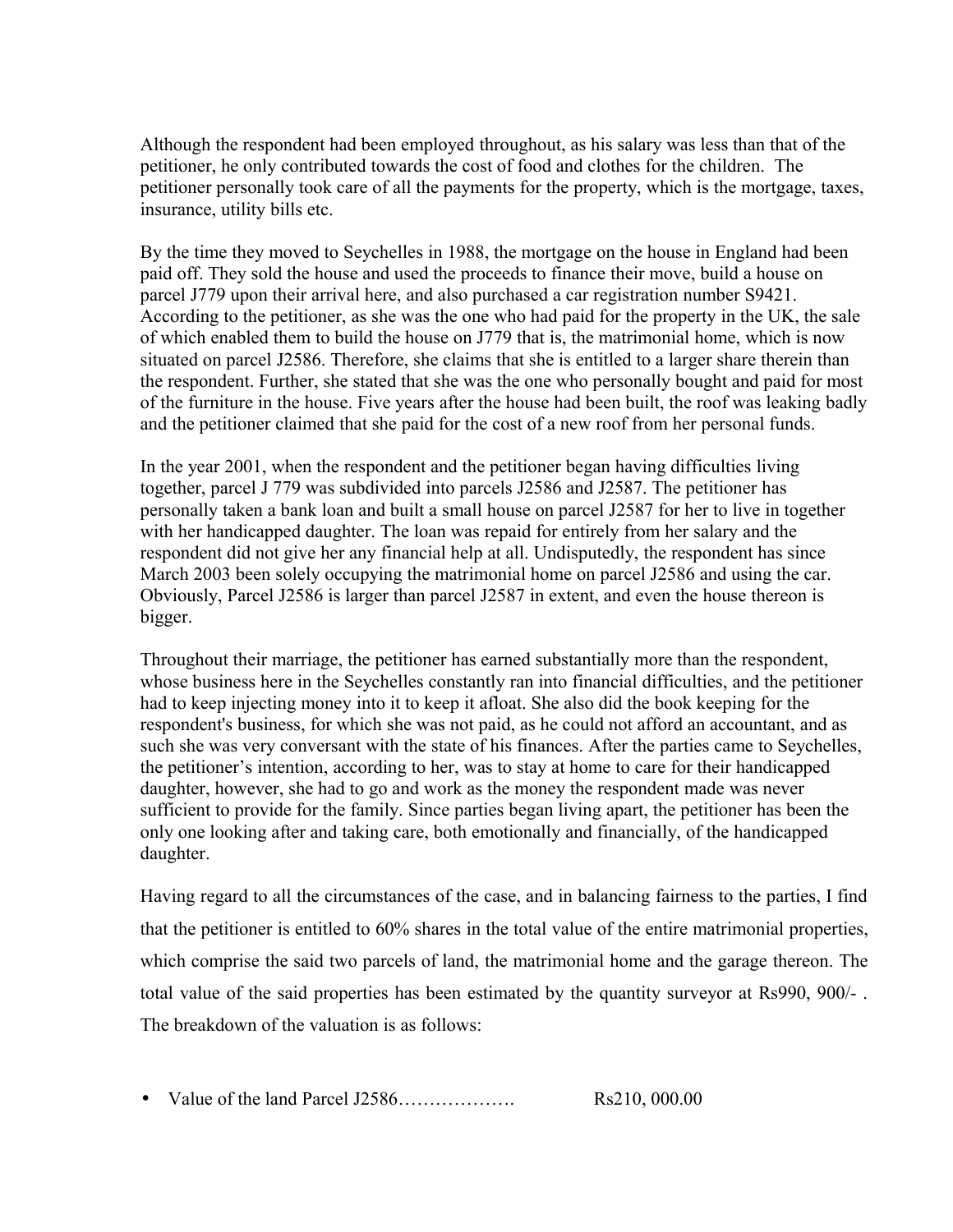Although the respondent had been employed throughout, as his salary was less than that of the petitioner, he only contributed towards the cost of food and clothes for the children. The petitioner personally took care of all the payments for the property, which is the mortgage, taxes, insurance, utility bills etc.

By the time they moved to Seychelles in 1988, the mortgage on the house in England had been paid off. They sold the house and used the proceeds to finance their move, build a house on parcel J779 upon their arrival here, and also purchased a car registration number S9421. According to the petitioner, as she was the one who had paid for the property in the UK, the sale of which enabled them to build the house on J779 that is, the matrimonial home, which is now situated on parcel J2586. Therefore, she claims that she is entitled to a larger share therein than the respondent. Further, she stated that she was the one who personally bought and paid for most of the furniture in the house. Five years after the house had been built, the roof was leaking badly and the petitioner claimed that she paid for the cost of a new roof from her personal funds.

In the year 2001, when the respondent and the petitioner began having difficulties living together, parcel J 779 was subdivided into parcels J2586 and J2587. The petitioner has personally taken a bank loan and built a small house on parcel J2587 for her to live in together with her handicapped daughter. The loan was repaid for entirely from her salary and the respondent did not give her any financial help at all. Undisputedly, the respondent has since March 2003 been solely occupying the matrimonial home on parcel J2586 and using the car. Obviously, Parcel J2586 is larger than parcel J2587 in extent, and even the house thereon is bigger.

Throughout their marriage, the petitioner has earned substantially more than the respondent, whose business here in the Seychelles constantly ran into financial difficulties, and the petitioner had to keep injecting money into it to keep it afloat. She also did the book keeping for the respondent's business, for which she was not paid, as he could not afford an accountant, and as such she was very conversant with the state of his finances. After the parties came to Seychelles, the petitioner's intention, according to her, was to stay at home to care for their handicapped daughter, however, she had to go and work as the money the respondent made was never sufficient to provide for the family. Since parties began living apart, the petitioner has been the only one looking after and taking care, both emotionally and financially, of the handicapped daughter.

Having regard to all the circumstances of the case, and in balancing fairness to the parties, I find that the petitioner is entitled to 60% shares in the total value of the entire matrimonial properties, which comprise the said two parcels of land, the matrimonial home and the garage thereon. The total value of the said properties has been estimated by the quantity surveyor at Rs990, 900/- . The breakdown of the valuation is as follows:

- Value of the land Parcel J2586………………. Rs210, 000.00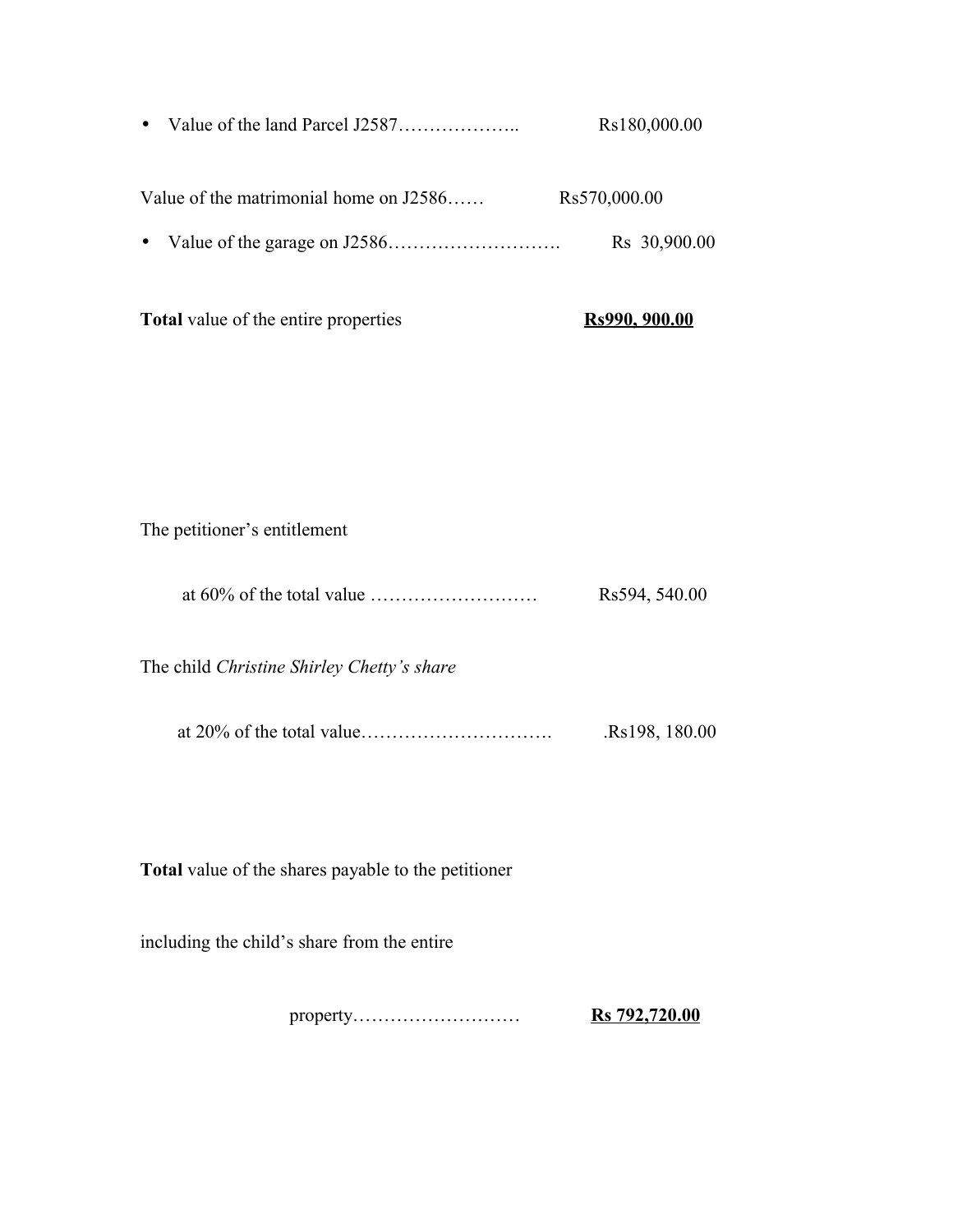- Value of the land Parcel J2587……………….. Rs180,000.00

Value of the matrimonial home on J2586…… Rs570,000.00

- Value of the garage on J2586………………………. Rs 30,900.00

**Total** value of the entire properties **<u>Rs990, 900.00</u>**

The petitioner's entitlement

at 60% of the total value ……………………… Rs594, 540.00

The child *Christine Shirley Chetty's share*

at 20% of the total value…………………………. .Rs198, 180.00

**Total** value of the shares payable to the petitioner

including the child's share from the entire

property……………………… **<u>Rs 792,720.00</u>**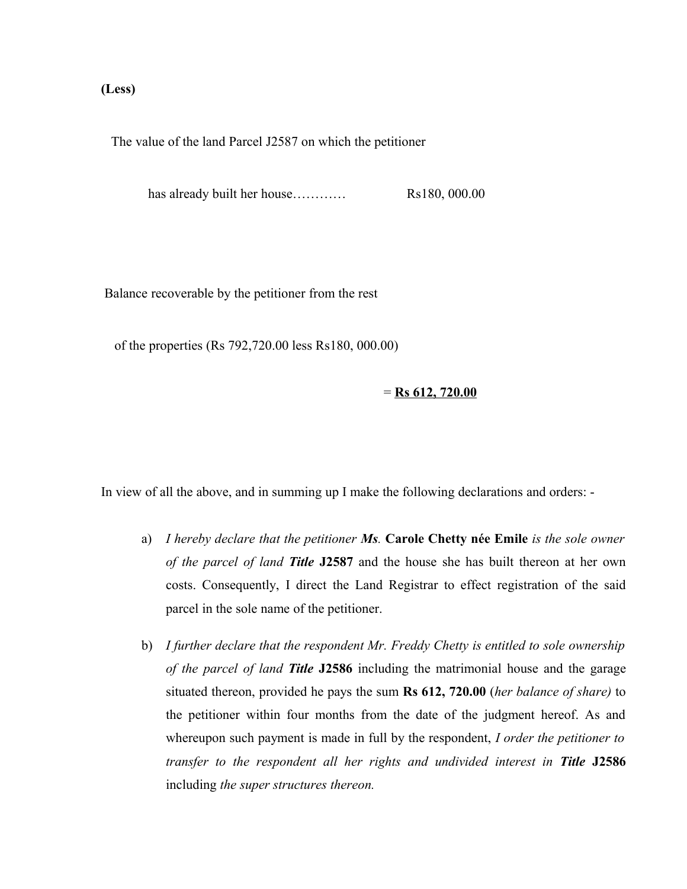**(Less)**

The value of the land Parcel J2587 on which the petitioner

has already built her house………… Rs180, 000.00

Balance recoverable by the petitioner from the rest

of the properties (Rs 792,720.00 less Rs180, 000.00)

= **Rs 612, 720.00**

In view of all the above, and in summing up I make the following declarations and orders: -

a) *I hereby declare that the petitioner **Ms.*** **Carole Chetty née Emile** *is the sole owner of the parcel of land **Title*** **J2587** and the house she has built thereon at her own costs. Consequently, I direct the Land Registrar to effect registration of the said parcel in the sole name of the petitioner.

b) *I further declare that the respondent Mr. Freddy Chetty is entitled to sole ownership of the parcel of land **Title*** **J2586** including the matrimonial house and the garage situated thereon, provided he pays the sum **Rs 612, 720.00** (*her balance of share)* to the petitioner within four months from the date of the judgment hereof. As and whereupon such payment is made in full by the respondent, *I order the petitioner to transfer to the respondent all her rights and undivided interest in **Title*** **J2586** including *the super structures thereon.*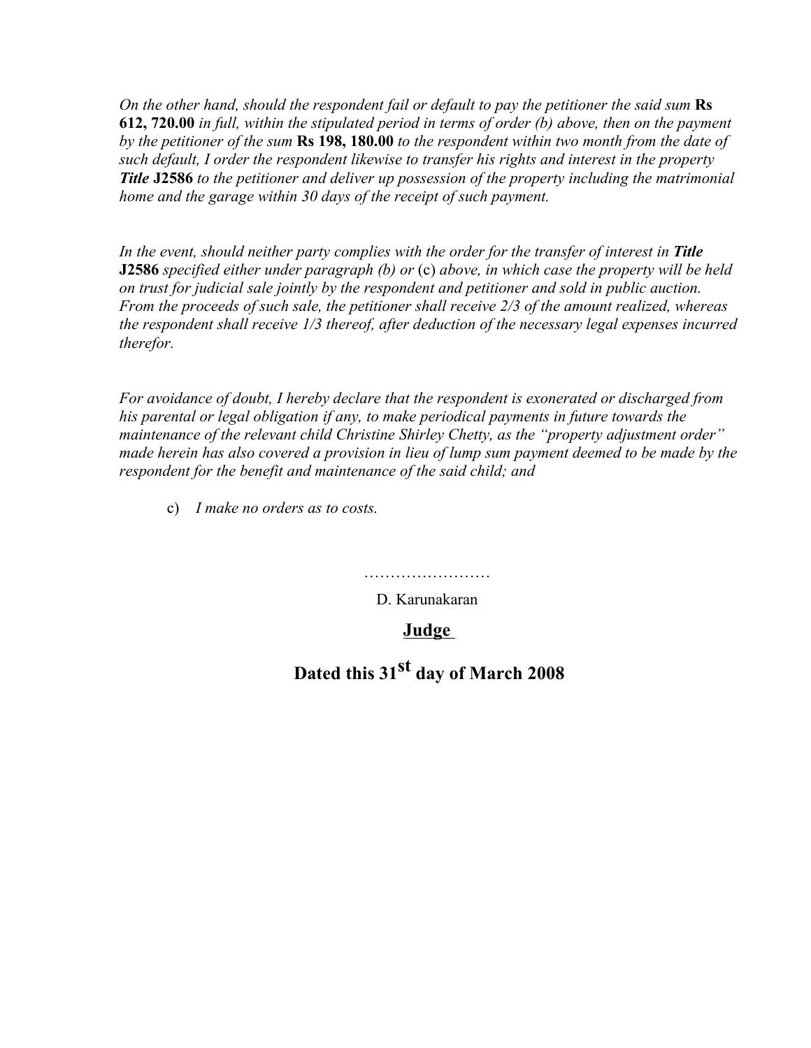*On the other hand, should the respondent fail or default to pay the petitioner the said sum* **Rs 612, 720.00** *in full, within the stipulated period in terms of order (b) above, then on the payment by the petitioner of the sum* **Rs 198, 180.00** *to the respondent within two month from the date of such default, I order the respondent likewise to transfer his rights and interest in the property* ***Title*** **J2586** *to the petitioner and deliver up possession of the property including the matrimonial home and the garage within 30 days of the receipt of such payment.*

*In the event, should neither party complies with the order for the transfer of interest in* ***Title*** **J2586** *specified either under paragraph (b) or* (c) *above, in which case the property will be held on trust for judicial sale jointly by the respondent and petitioner and sold in public auction. From the proceeds of such sale, the petitioner shall receive 2/3 of the amount realized, whereas the respondent shall receive 1/3 thereof, after deduction of the necessary legal expenses incurred therefor.*

*For avoidance of doubt, I hereby declare that the respondent is exonerated or discharged from his parental or legal obligation if any, to make periodical payments in future towards the maintenance of the relevant child Christine Shirley Chetty, as the "property adjustment order" made herein has also covered a provision in lieu of lump sum payment deemed to be made by the respondent for the benefit and maintenance of the said child; and*

c) *I make no orders as to costs.*

……………………

D. Karunakaran

**Judge**

**Dated this 31st day of March 2008**